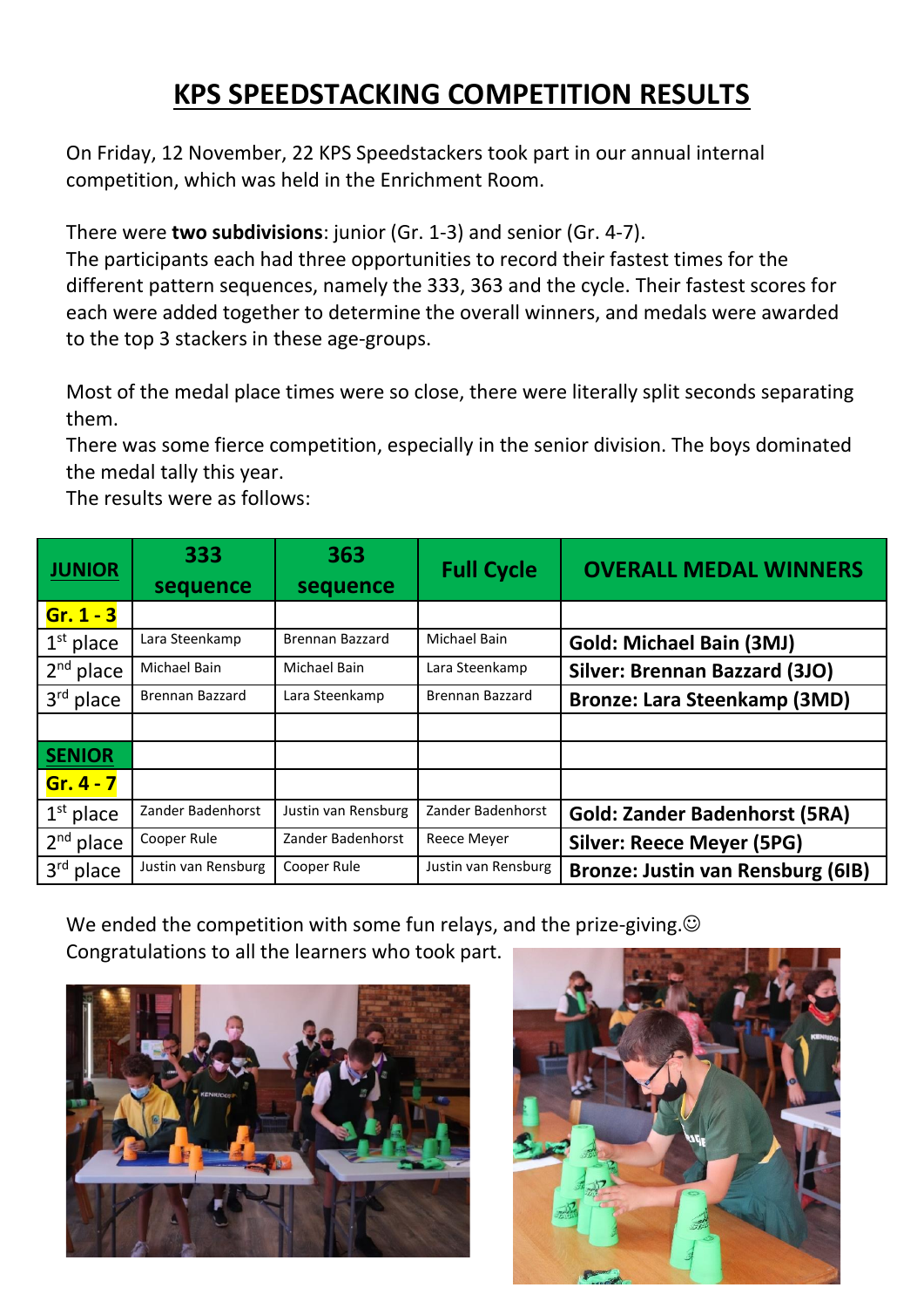# KPS SPEEDSTACKING COMPETITION RESULTS

On Friday, 12 November, 22 KPS Speedstackers took part in our annual internal competition, which was held in the Enrichment Room.

There were **two subdivisions**: junior (Gr. 1-3) and senior (Gr. 4-7).
The participants each had three opportunities to record their fastest times for the different pattern sequences, namely the 333, 363 and the cycle. Their fastest scores for each were added together to determine the overall winners, and medals were awarded to the top 3 stackers in these age-groups.

Most of the medal place times were so close, there were literally split seconds separating them.
There was some fierce competition, especially in the senior division. The boys dominated the medal tally this year.
The results were as follows:

| JUNIOR | 333 sequence | 363 sequence | Full Cycle | OVERALL MEDAL WINNERS |
|---|---|---|---|---|
| Gr. 1 - 3 | | | | |
| 1st place | Lara Steenkamp | Brennan Bazzard | Michael Bain | **Gold: Michael Bain (3MJ)** |
| 2nd place | Michael Bain | Michael Bain | Lara Steenkamp | **Silver: Brennan Bazzard (3JO)** |
| 3rd place | Brennan Bazzard | Lara Steenkamp | Brennan Bazzard | **Bronze: Lara Steenkamp (3MD)** |
| | | | | |
| SENIOR | | | | |
| Gr. 4 - 7 | | | | |
| 1st place | Zander Badenhorst | Justin van Rensburg | Zander Badenhorst | **Gold: Zander Badenhorst (5RA)** |
| 2nd place | Cooper Rule | Zander Badenhorst | Reece Meyer | **Silver: Reece Meyer (5PG)** |
| 3rd place | Justin van Rensburg | Cooper Rule | Justin van Rensburg | **Bronze: Justin van Rensburg (6IB)** |

We ended the competition with some fun relays, and the prize-giving.☺
Congratulations to all the learners who took part.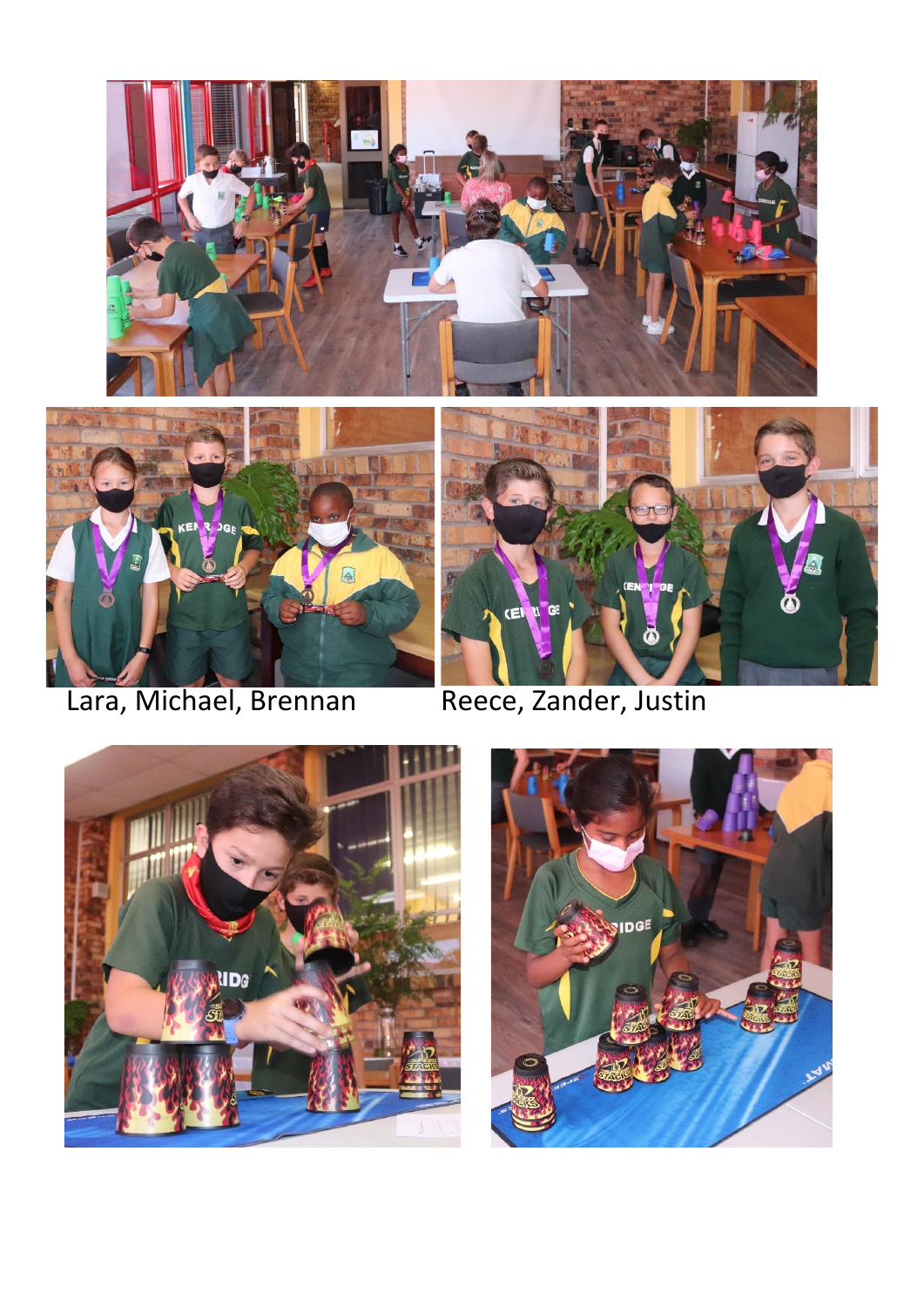Lara, Michael, Brennan

Reece, Zander, Justin